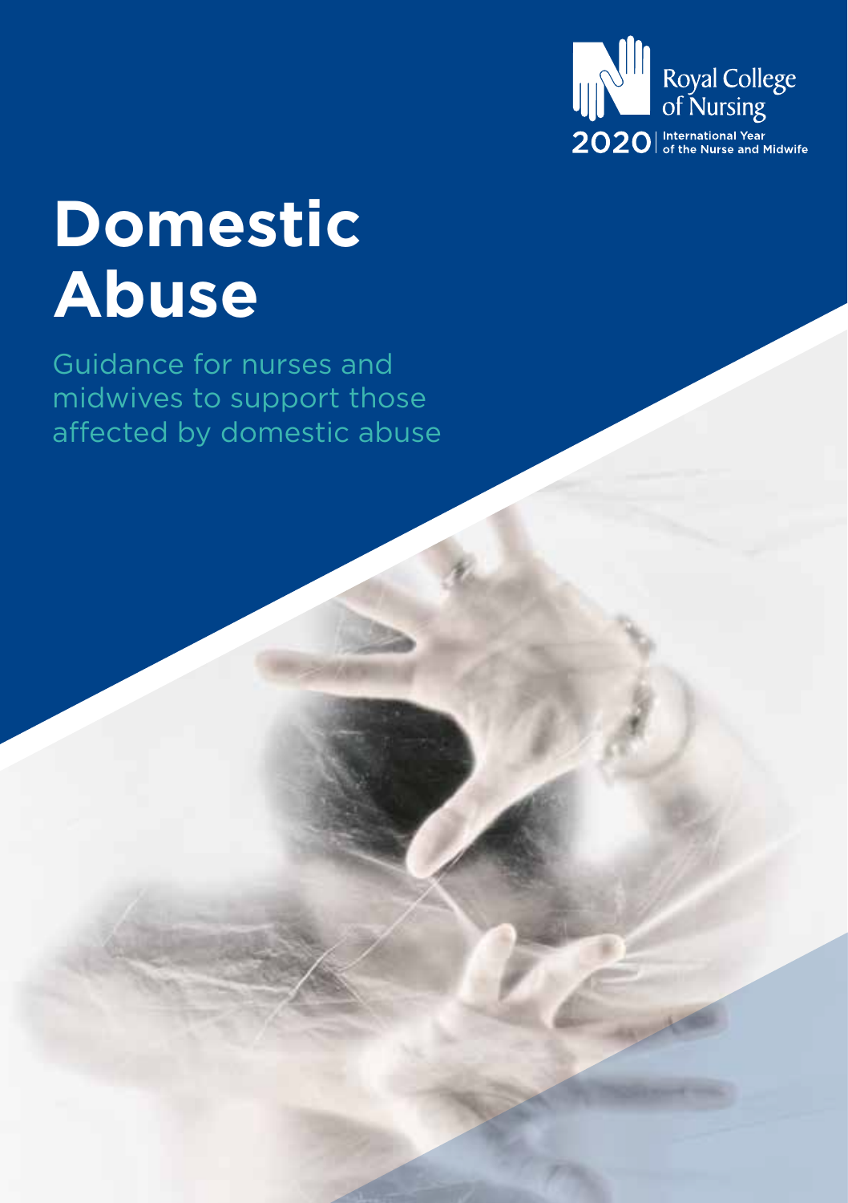Royal College of Nursing

2020 International Year of the Nurse and Midwife

# Domestic Abuse

Guidance for nurses and midwives to support those affected by domestic abuse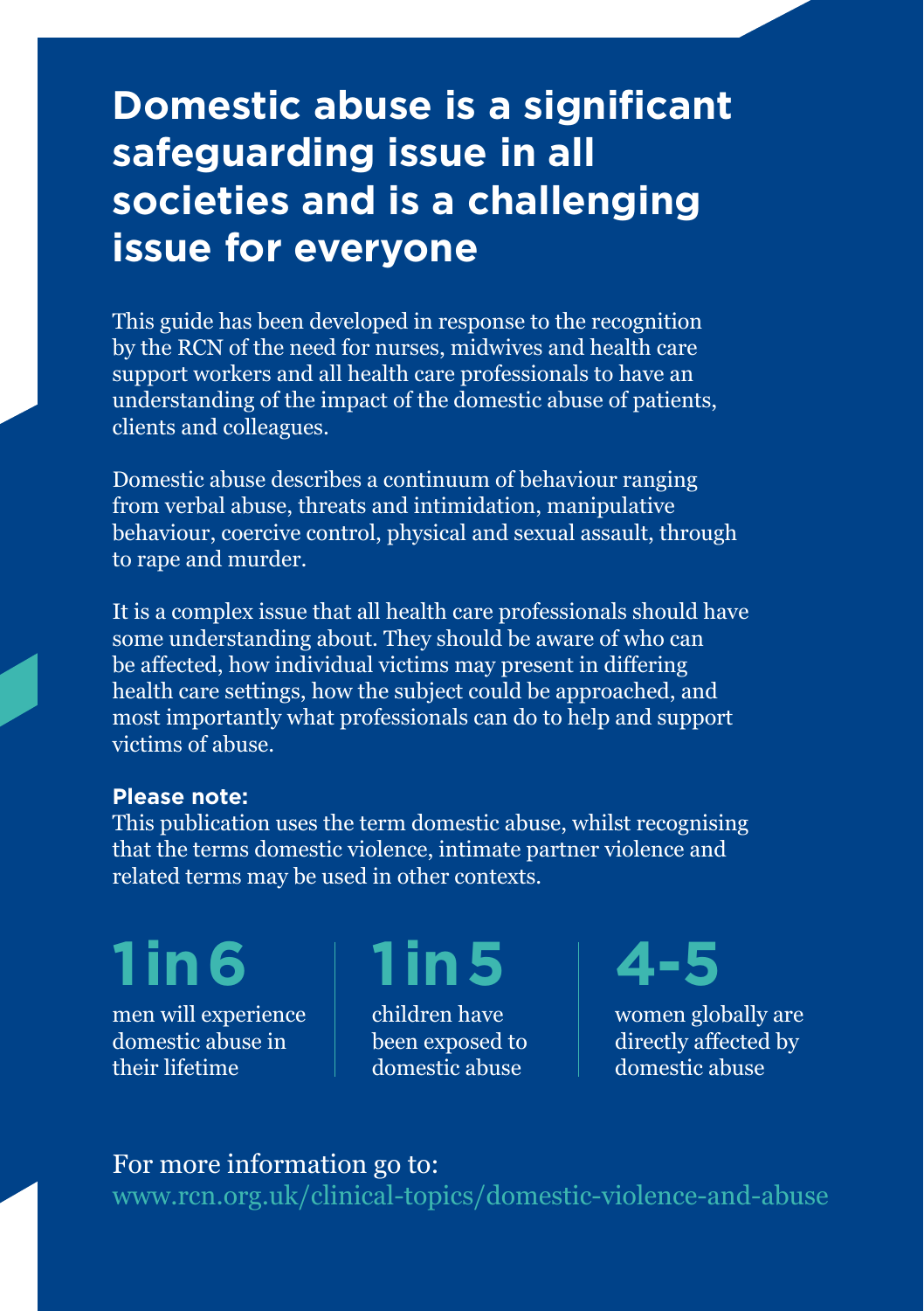# Domestic abuse is a significant safeguarding issue in all societies and is a challenging issue for everyone

This guide has been developed in response to the recognition by the RCN of the need for nurses, midwives and health care support workers and all health care professionals to have an understanding of the impact of the domestic abuse of patients, clients and colleagues.

Domestic abuse describes a continuum of behaviour ranging from verbal abuse, threats and intimidation, manipulative behaviour, coercive control, physical and sexual assault, through to rape and murder.

It is a complex issue that all health care professionals should have some understanding about. They should be aware of who can be affected, how individual victims may present in differing health care settings, how the subject could be approached, and most importantly what professionals can do to help and support victims of abuse.

**Please note:**
This publication uses the term domestic abuse, whilst recognising that the terms domestic violence, intimate partner violence and related terms may be used in other contexts.

**1 in 6**
men will experience domestic abuse in their lifetime

**1 in 5**
children have been exposed to domestic abuse

**4-5**
women globally are directly affected by domestic abuse

For more information go to:
www.rcn.org.uk/clinical-topics/domestic-violence-and-abuse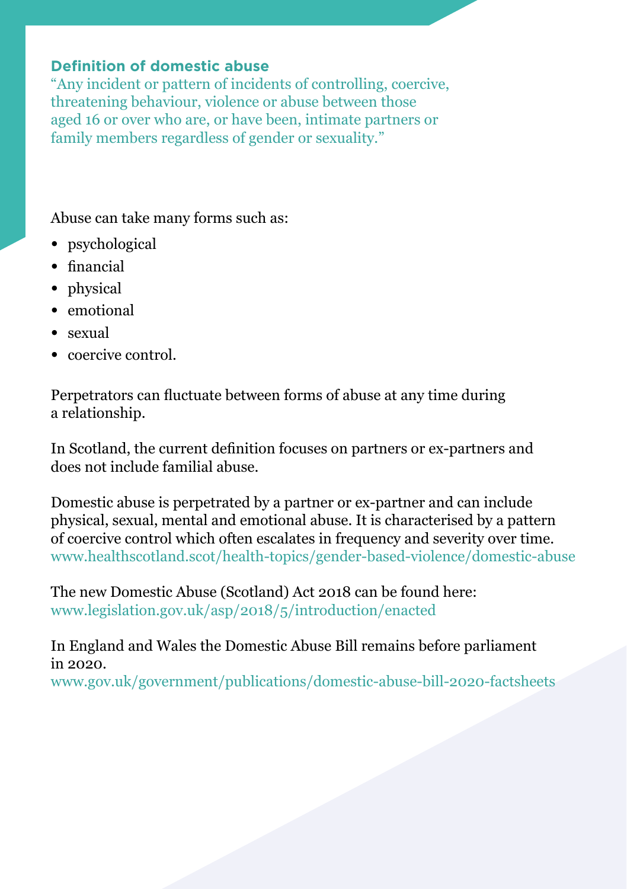## Definition of domestic abuse

"Any incident or pattern of incidents of controlling, coercive, threatening behaviour, violence or abuse between those aged 16 or over who are, or have been, intimate partners or family members regardless of gender or sexuality."

Abuse can take many forms such as:

- psychological
- financial
- physical
- emotional
- sexual
- coercive control.

Perpetrators can fluctuate between forms of abuse at any time during a relationship.

In Scotland, the current definition focuses on partners or ex-partners and does not include familial abuse.

Domestic abuse is perpetrated by a partner or ex-partner and can include physical, sexual, mental and emotional abuse. It is characterised by a pattern of coercive control which often escalates in frequency and severity over time.
www.healthscotland.scot/health-topics/gender-based-violence/domestic-abuse

The new Domestic Abuse (Scotland) Act 2018 can be found here:
www.legislation.gov.uk/asp/2018/5/introduction/enacted

In England and Wales the Domestic Abuse Bill remains before parliament in 2020.
www.gov.uk/government/publications/domestic-abuse-bill-2020-factsheets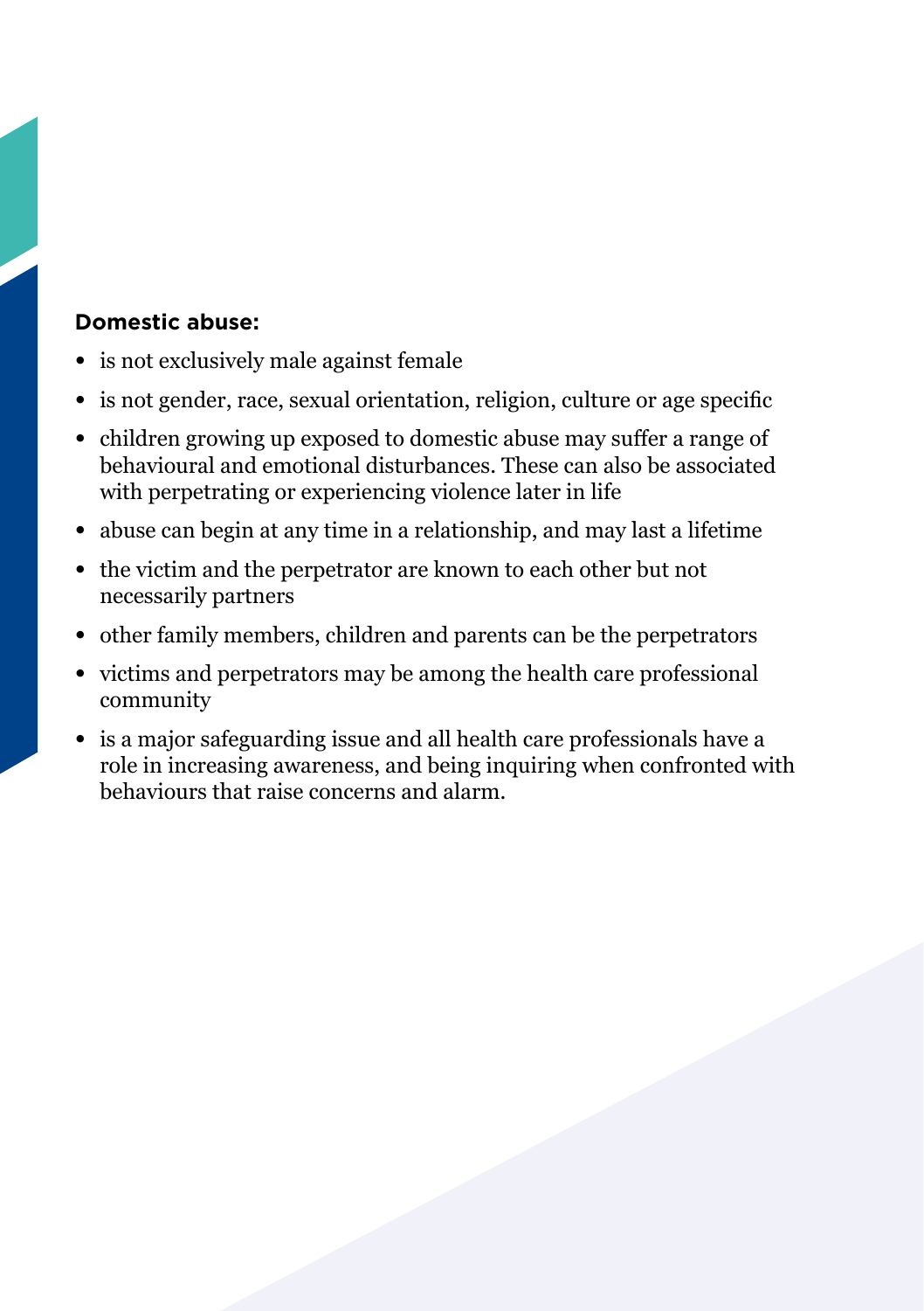**Domestic abuse:**

- is not exclusively male against female
- is not gender, race, sexual orientation, religion, culture or age specific
- children growing up exposed to domestic abuse may suffer a range of behavioural and emotional disturbances. These can also be associated with perpetrating or experiencing violence later in life
- abuse can begin at any time in a relationship, and may last a lifetime
- the victim and the perpetrator are known to each other but not necessarily partners
- other family members, children and parents can be the perpetrators
- victims and perpetrators may be among the health care professional community
- is a major safeguarding issue and all health care professionals have a role in increasing awareness, and being inquiring when confronted with behaviours that raise concerns and alarm.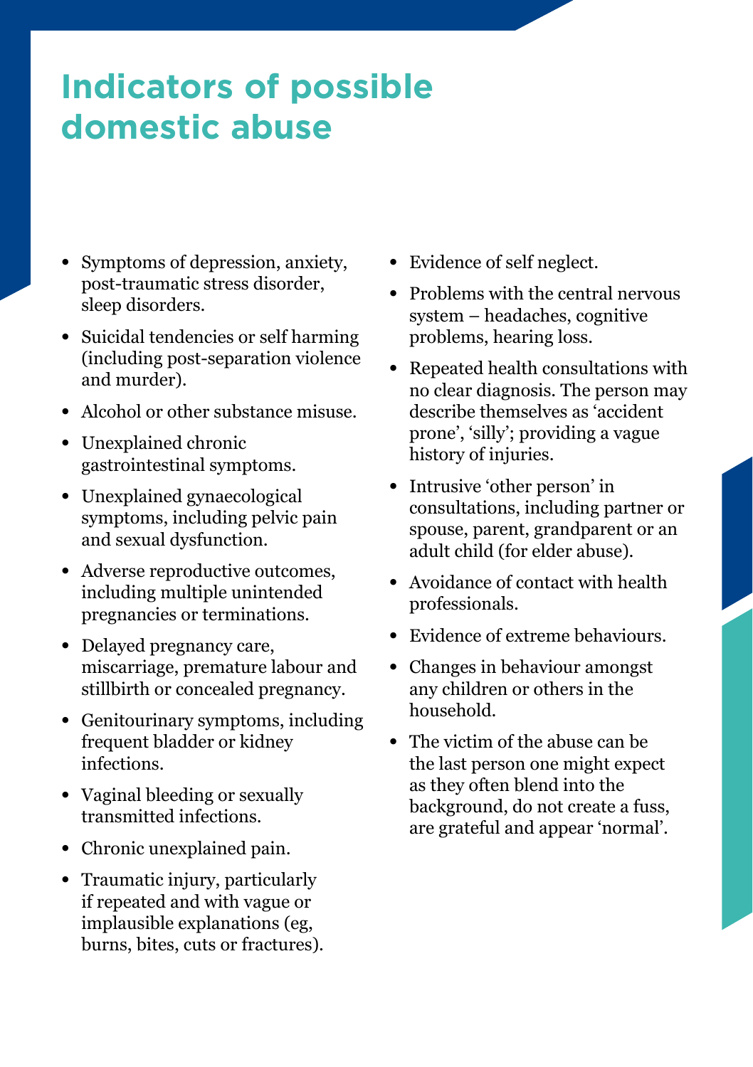# Indicators of possible domestic abuse

- Symptoms of depression, anxiety, post-traumatic stress disorder, sleep disorders.
- Suicidal tendencies or self harming (including post-separation violence and murder).
- Alcohol or other substance misuse.
- Unexplained chronic gastrointestinal symptoms.
- Unexplained gynaecological symptoms, including pelvic pain and sexual dysfunction.
- Adverse reproductive outcomes, including multiple unintended pregnancies or terminations.
- Delayed pregnancy care, miscarriage, premature labour and stillbirth or concealed pregnancy.
- Genitourinary symptoms, including frequent bladder or kidney infections.
- Vaginal bleeding or sexually transmitted infections.
- Chronic unexplained pain.
- Traumatic injury, particularly if repeated and with vague or implausible explanations (eg, burns, bites, cuts or fractures).
- Evidence of self neglect.
- Problems with the central nervous system – headaches, cognitive problems, hearing loss.
- Repeated health consultations with no clear diagnosis. The person may describe themselves as 'accident prone', 'silly'; providing a vague history of injuries.
- Intrusive 'other person' in consultations, including partner or spouse, parent, grandparent or an adult child (for elder abuse).
- Avoidance of contact with health professionals.
- Evidence of extreme behaviours.
- Changes in behaviour amongst any children or others in the household.
- The victim of the abuse can be the last person one might expect as they often blend into the background, do not create a fuss, are grateful and appear 'normal'.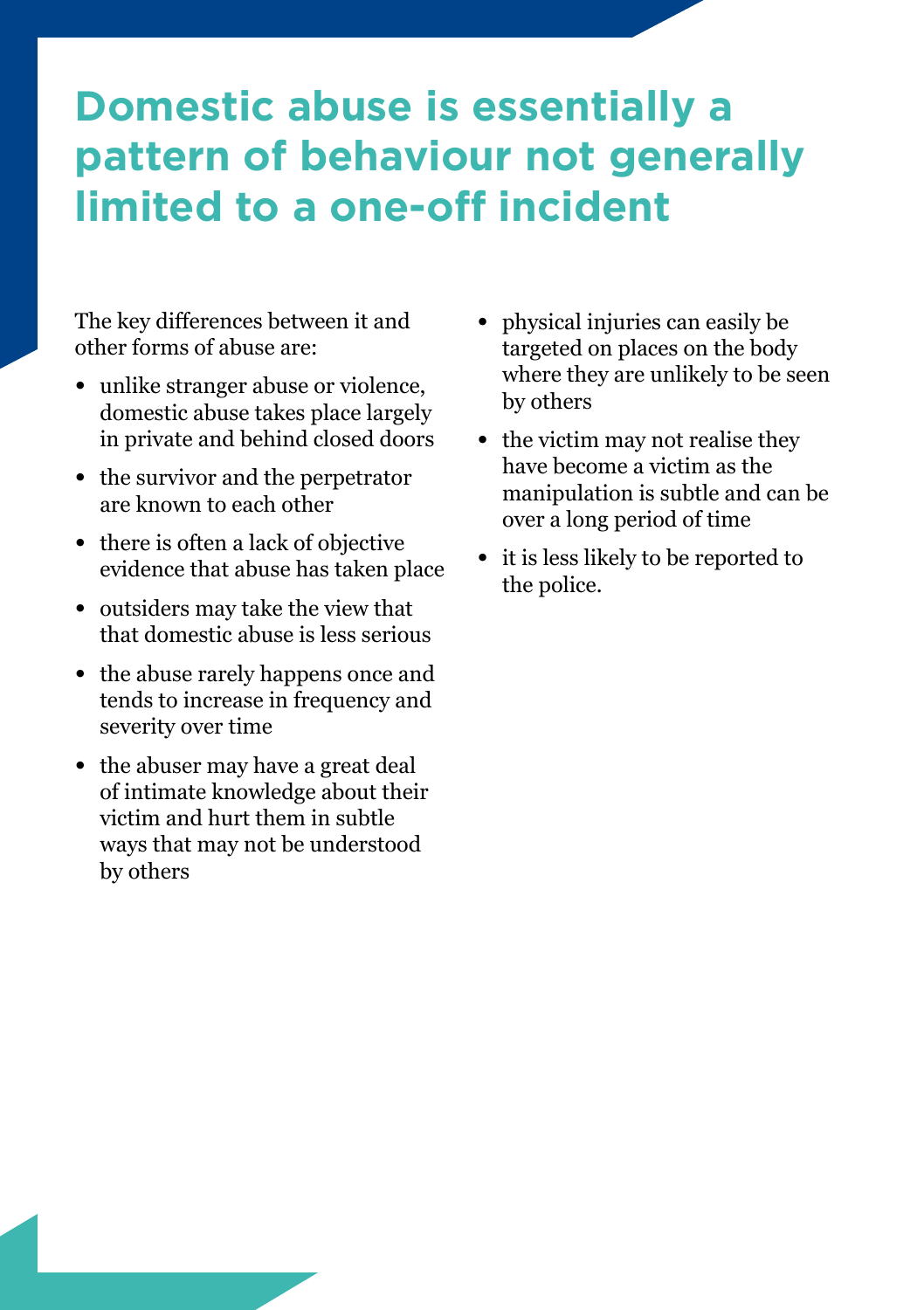# Domestic abuse is essentially a pattern of behaviour not generally limited to a one-off incident

The key differences between it and other forms of abuse are:

- unlike stranger abuse or violence, domestic abuse takes place largely in private and behind closed doors
- the survivor and the perpetrator are known to each other
- there is often a lack of objective evidence that abuse has taken place
- outsiders may take the view that that domestic abuse is less serious
- the abuse rarely happens once and tends to increase in frequency and severity over time
- the abuser may have a great deal of intimate knowledge about their victim and hurt them in subtle ways that may not be understood by others
- physical injuries can easily be targeted on places on the body where they are unlikely to be seen by others
- the victim may not realise they have become a victim as the manipulation is subtle and can be over a long period of time
- it is less likely to be reported to the police.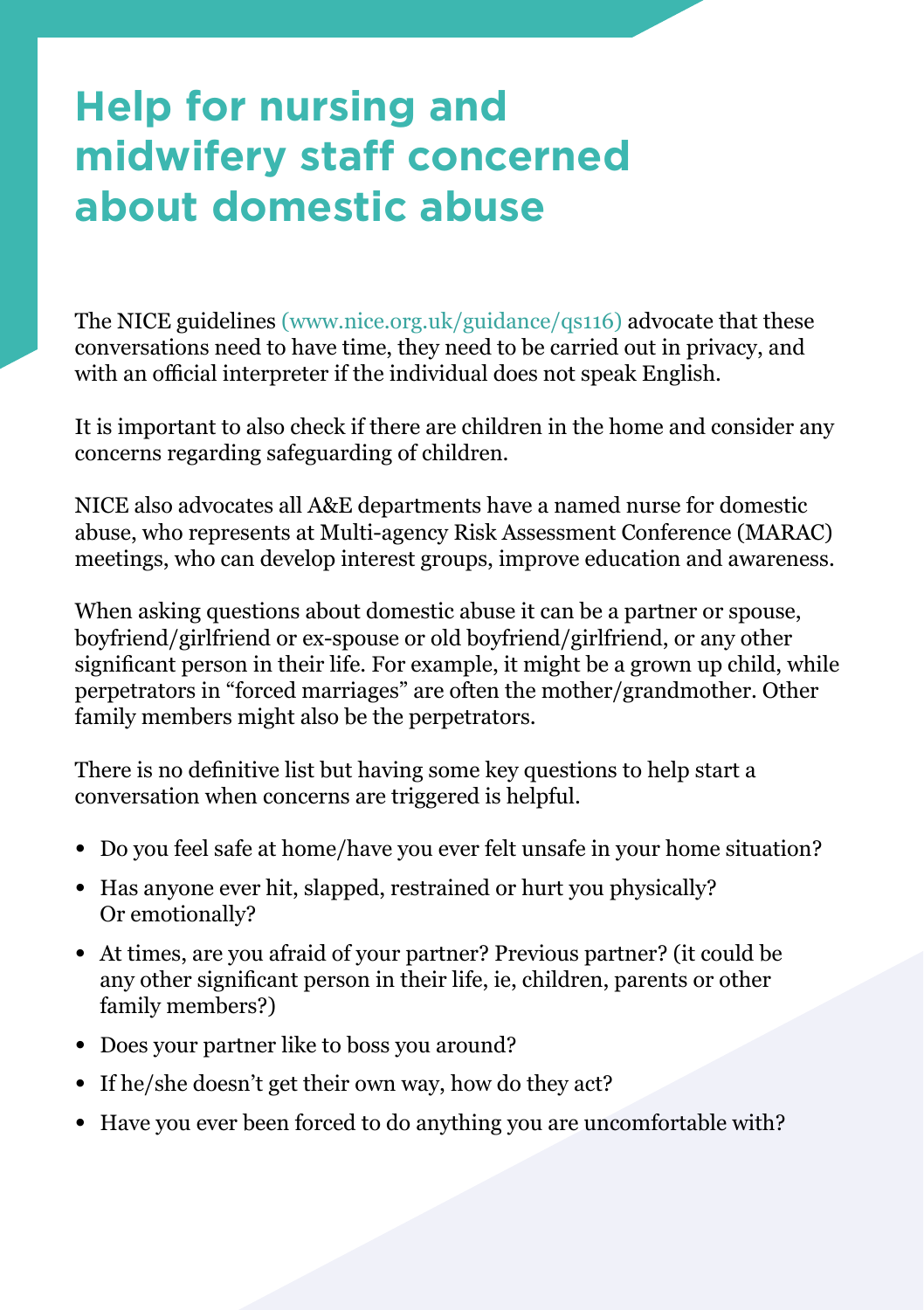# Help for nursing and midwifery staff concerned about domestic abuse

The NICE guidelines (www.nice.org.uk/guidance/qs116) advocate that these conversations need to have time, they need to be carried out in privacy, and with an official interpreter if the individual does not speak English.

It is important to also check if there are children in the home and consider any concerns regarding safeguarding of children.

NICE also advocates all A&E departments have a named nurse for domestic abuse, who represents at Multi-agency Risk Assessment Conference (MARAC) meetings, who can develop interest groups, improve education and awareness.

When asking questions about domestic abuse it can be a partner or spouse, boyfriend/girlfriend or ex-spouse or old boyfriend/girlfriend, or any other significant person in their life. For example, it might be a grown up child, while perpetrators in "forced marriages" are often the mother/grandmother. Other family members might also be the perpetrators.

There is no definitive list but having some key questions to help start a conversation when concerns are triggered is helpful.

- Do you feel safe at home/have you ever felt unsafe in your home situation?
- Has anyone ever hit, slapped, restrained or hurt you physically? Or emotionally?
- At times, are you afraid of your partner? Previous partner? (it could be any other significant person in their life, ie, children, parents or other family members?)
- Does your partner like to boss you around?
- If he/she doesn't get their own way, how do they act?
- Have you ever been forced to do anything you are uncomfortable with?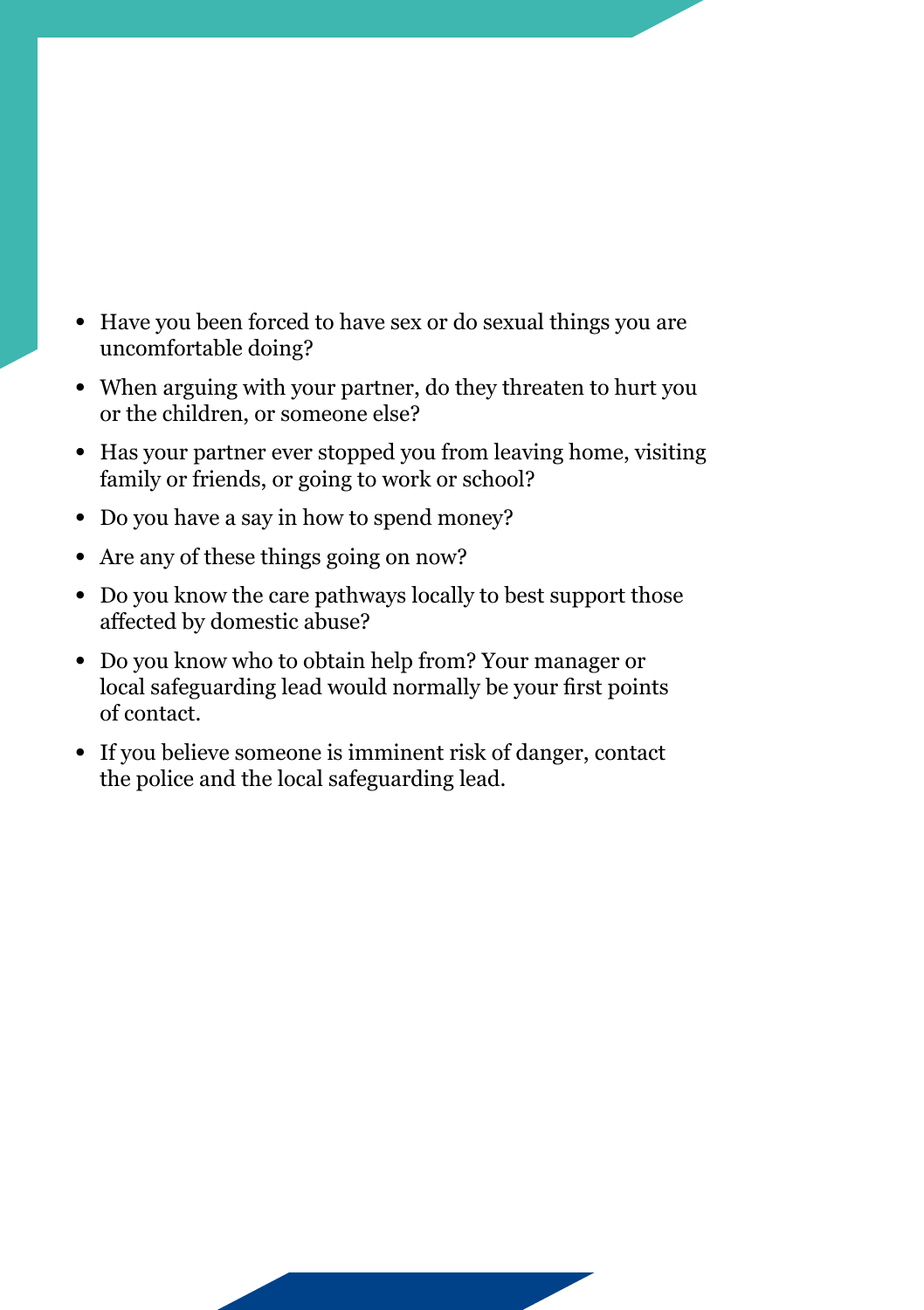- Have you been forced to have sex or do sexual things you are uncomfortable doing?
- When arguing with your partner, do they threaten to hurt you or the children, or someone else?
- Has your partner ever stopped you from leaving home, visiting family or friends, or going to work or school?
- Do you have a say in how to spend money?
- Are any of these things going on now?
- Do you know the care pathways locally to best support those affected by domestic abuse?
- Do you know who to obtain help from? Your manager or local safeguarding lead would normally be your first points of contact.
- If you believe someone is imminent risk of danger, contact the police and the local safeguarding lead.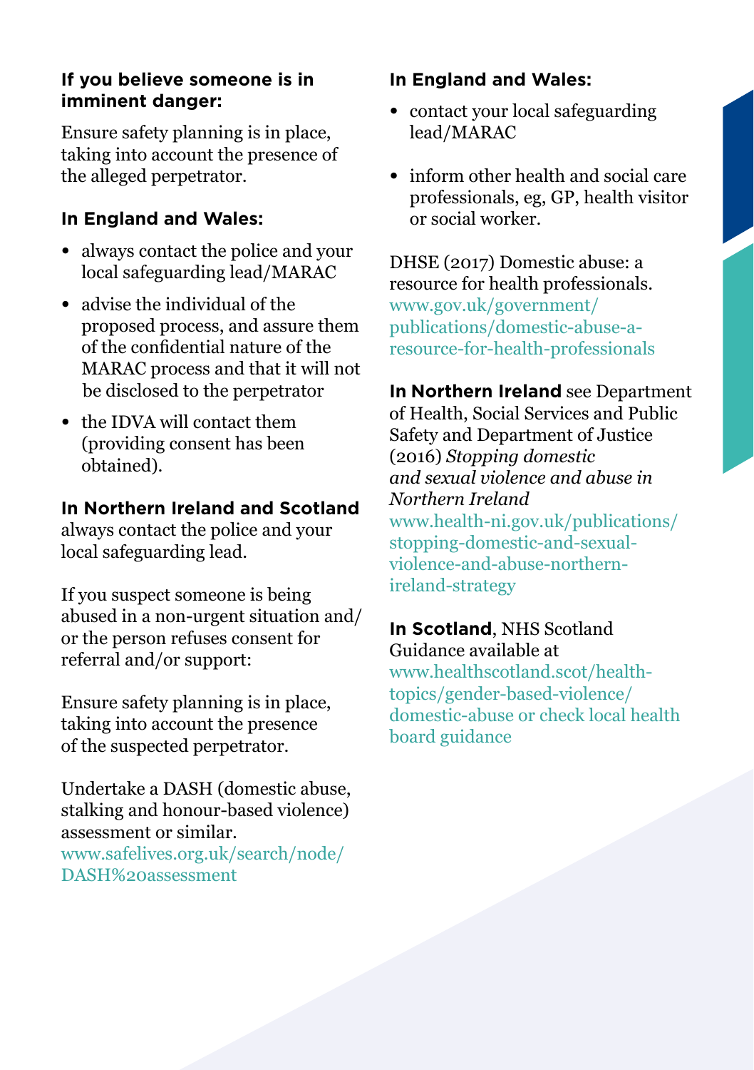**If you believe someone is in imminent danger:**

Ensure safety planning is in place, taking into account the presence of the alleged perpetrator.

**In England and Wales:**

- always contact the police and your local safeguarding lead/MARAC
- advise the individual of the proposed process, and assure them of the confidential nature of the MARAC process and that it will not be disclosed to the perpetrator
- the IDVA will contact them (providing consent has been obtained).

**In Northern Ireland and Scotland** always contact the police and your local safeguarding lead.

If you suspect someone is being abused in a non-urgent situation and/or the person refuses consent for referral and/or support:

Ensure safety planning is in place, taking into account the presence of the suspected perpetrator.

Undertake a DASH (domestic abuse, stalking and honour-based violence) assessment or similar.
www.safelives.org.uk/search/node/DASH%20assessment

**In England and Wales:**

- contact your local safeguarding lead/MARAC
- inform other health and social care professionals, eg, GP, health visitor or social worker.

DHSE (2017) Domestic abuse: a resource for health professionals.
www.gov.uk/government/publications/domestic-abuse-a-resource-for-health-professionals

**In Northern Ireland** see Department of Health, Social Services and Public Safety and Department of Justice (2016) *Stopping domestic and sexual violence and abuse in Northern Ireland*
www.health-ni.gov.uk/publications/stopping-domestic-and-sexual-violence-and-abuse-northern-ireland-strategy

**In Scotland**, NHS Scotland Guidance available at
www.healthscotland.scot/health-topics/gender-based-violence/domestic-abuse or check local health board guidance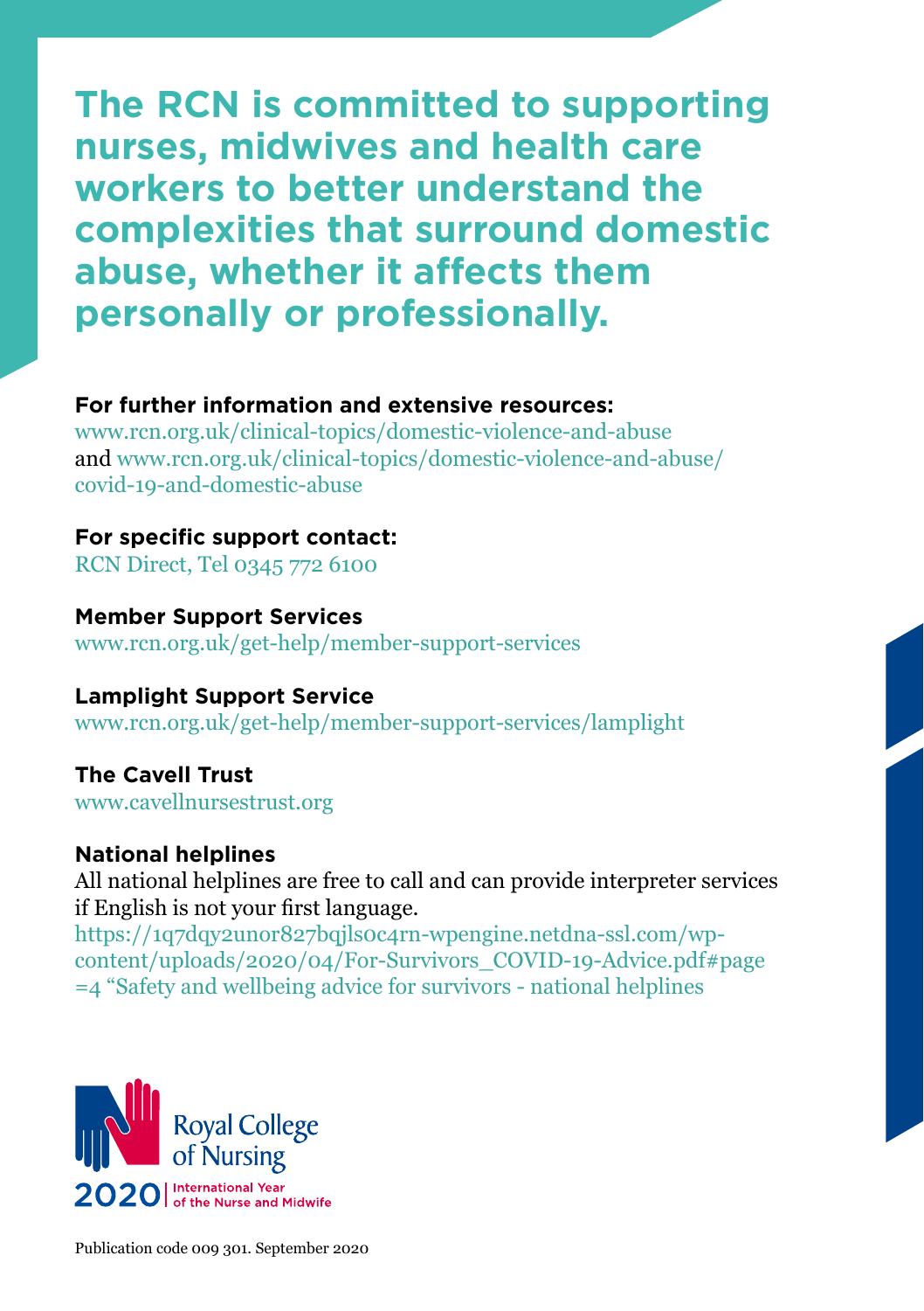**The RCN is committed to supporting nurses, midwives and health care workers to better understand the complexities that surround domestic abuse, whether it affects them personally or professionally.**

**For further information and extensive resources:**
www.rcn.org.uk/clinical-topics/domestic-violence-and-abuse
and www.rcn.org.uk/clinical-topics/domestic-violence-and-abuse/covid-19-and-domestic-abuse

**For specific support contact:**
RCN Direct, Tel 0345 772 6100

**Member Support Services**
www.rcn.org.uk/get-help/member-support-services

**Lamplight Support Service**
www.rcn.org.uk/get-help/member-support-services/lamplight

**The Cavell Trust**
www.cavellnursestrust.org

**National helplines**
All national helplines are free to call and can provide interpreter services if English is not your first language.
https://1q7dqy2unor827bqjls0c4rn-wpengine.netdna-ssl.com/wp-content/uploads/2020/04/For-Survivors_COVID-19-Advice.pdf#page=4 "Safety and wellbeing advice for survivors - national helplines

Royal College of Nursing
2020 | International Year of the Nurse and Midwife

Publication code 009 301. September 2020